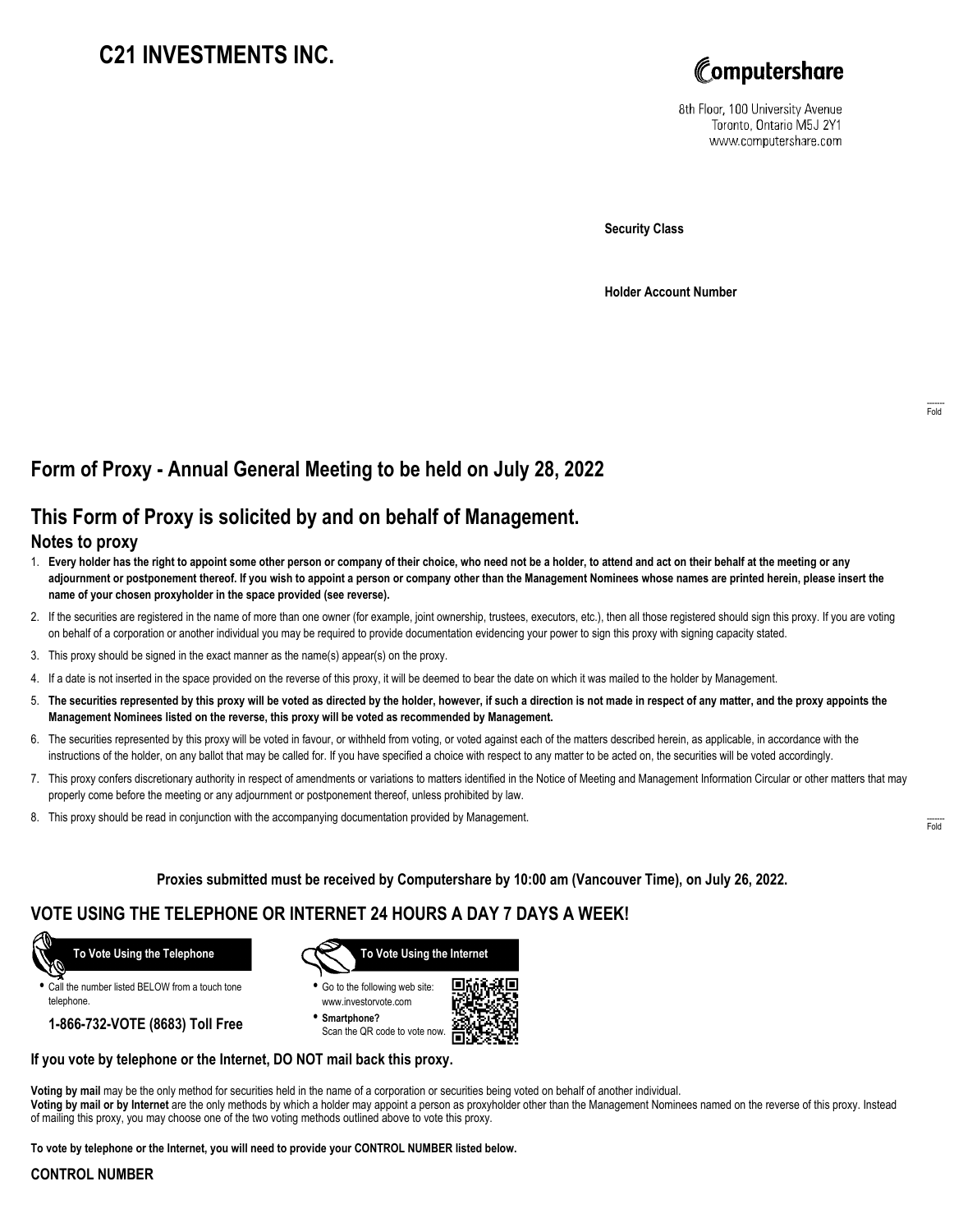# C21 INVESTMENTS INC.

Computershare

8th Floor, 100 University Avenue
Toronto, Ontario M5J 2Y1
www.computershare.com

**Security Class**

**Holder Account Number**

Fold

## Form of Proxy - Annual General Meeting to be held on July 28, 2022

## This Form of Proxy is solicited by and on behalf of Management.

### Notes to proxy

1. **Every holder has the right to appoint some other person or company of their choice, who need not be a holder, to attend and act on their behalf at the meeting or any adjournment or postponement thereof. If you wish to appoint a person or company other than the Management Nominees whose names are printed herein, please insert the name of your chosen proxyholder in the space provided (see reverse).**
2. If the securities are registered in the name of more than one owner (for example, joint ownership, trustees, executors, etc.), then all those registered should sign this proxy. If you are voting on behalf of a corporation or another individual you may be required to provide documentation evidencing your power to sign this proxy with signing capacity stated.
3. This proxy should be signed in the exact manner as the name(s) appear(s) on the proxy.
4. If a date is not inserted in the space provided on the reverse of this proxy, it will be deemed to bear the date on which it was mailed to the holder by Management.
5. **The securities represented by this proxy will be voted as directed by the holder, however, if such a direction is not made in respect of any matter, and the proxy appoints the Management Nominees listed on the reverse, this proxy will be voted as recommended by Management.**
6. The securities represented by this proxy will be voted in favour, or withheld from voting, or voted against each of the matters described herein, as applicable, in accordance with the instructions of the holder, on any ballot that may be called for. If you have specified a choice with respect to any matter to be acted on, the securities will be voted accordingly.
7. This proxy confers discretionary authority in respect of amendments or variations to matters identified in the Notice of Meeting and Management Information Circular or other matters that may properly come before the meeting or any adjournment or postponement thereof, unless prohibited by law.
8. This proxy should be read in conjunction with the accompanying documentation provided by Management.

Fold

**Proxies submitted must be received by Computershare by 10:00 am (Vancouver Time), on July 26, 2022.**

## VOTE USING THE TELEPHONE OR INTERNET 24 HOURS A DAY 7 DAYS A WEEK!

**To Vote Using the Telephone**

- Call the number listed BELOW from a touch tone telephone.

**1-866-732-VOTE (8683) Toll Free**

**To Vote Using the Internet**

- Go to the following web site: www.investorvote.com
- **Smartphone?** Scan the QR code to vote now.

**If you vote by telephone or the Internet, DO NOT mail back this proxy.**

**Voting by mail** may be the only method for securities held in the name of a corporation or securities being voted on behalf of another individual.
**Voting by mail or by Internet** are the only methods by which a holder may appoint a person as proxyholder other than the Management Nominees named on the reverse of this proxy. Instead of mailing this proxy, you may choose one of the two voting methods outlined above to vote this proxy.

**To vote by telephone or the Internet, you will need to provide your CONTROL NUMBER listed below.**

**CONTROL NUMBER**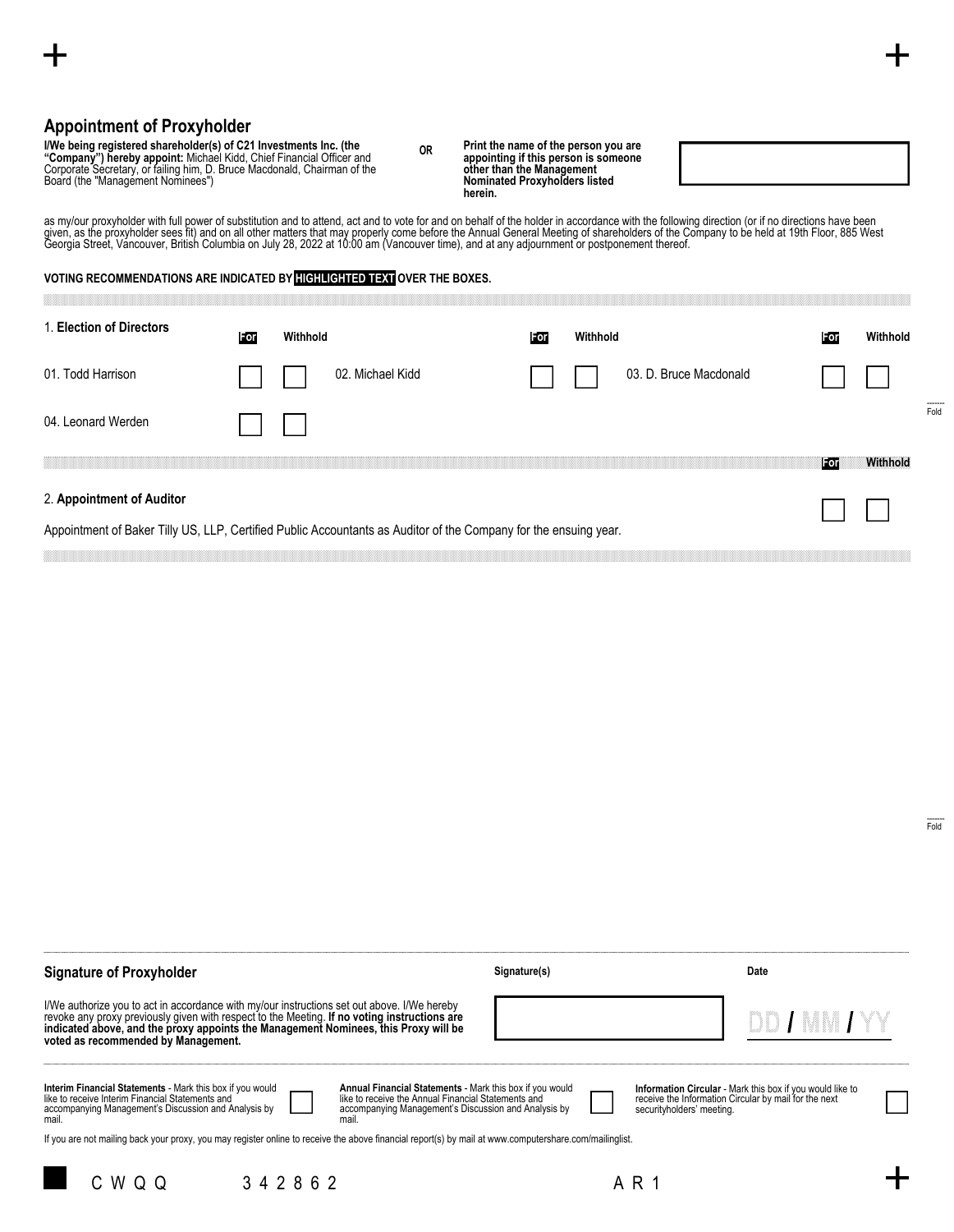## Appointment of Proxyholder

**I/We being registered shareholder(s) of C21 Investments Inc. (the "Company") hereby appoint:** Michael Kidd, Chief Financial Officer and Corporate Secretary, or failing him, D. Bruce Macdonald, Chairman of the Board (the "Management Nominees")

**OR**

**Print the name of the person you are appointing if this person is someone other than the Management Nominated Proxyholders listed herein.**

as my/our proxyholder with full power of substitution and to attend, act and to vote for and on behalf of the holder in accordance with the following direction (or if no directions have been given, as the proxyholder sees fit) and on all other matters that may properly come before the Annual General Meeting of shareholders of the Company to be held at 19th Floor, 885 West Georgia Street, Vancouver, British Columbia on July 28, 2022 at 10:00 am (Vancouver time), and at any adjournment or postponement thereof.

**VOTING RECOMMENDATIONS ARE INDICATED BY HIGHLIGHTED TEXT OVER THE BOXES.**

### 1. Election of Directors

| Director | For | Withhold |
|---|---|---|
| 01. Todd Harrison | ☐ | ☐ |
| 02. Michael Kidd | ☐ | ☐ |
| 03. D. Bruce Macdonald | ☐ | ☐ |
| 04. Leonard Werden | ☐ | ☐ |

### 2. Appointment of Auditor

| | For | Withhold |
|---|---|---|
| Appointment of Baker Tilly US, LLP, Certified Public Accountants as Auditor of the Company for the ensuing year. | ☐ | ☐ |

## Signature of Proxyholder

I/We authorize you to act in accordance with my/our instructions set out above. I/We hereby revoke any proxy previously given with respect to the Meeting. **If no voting instructions are indicated above, and the proxy appoints the Management Nominees, this Proxy will be voted as recommended by Management.**

**Signature(s)**

**Date**

DD / MM / YY

**Interim Financial Statements** - Mark this box if you would like to receive Interim Financial Statements and accompanying Management's Discussion and Analysis by mail. ☐

**Annual Financial Statements** - Mark this box if you would like to receive the Annual Financial Statements and accompanying Management's Discussion and Analysis by mail. ☐

**Information Circular** - Mark this box if you would like to receive the Information Circular by mail for the next securityholders' meeting. ☐

If you are not mailing back your proxy, you may register online to receive the above financial report(s) by mail at www.computershare.com/mailinglist.

C W Q Q 3 4 2 8 6 2 A R 1